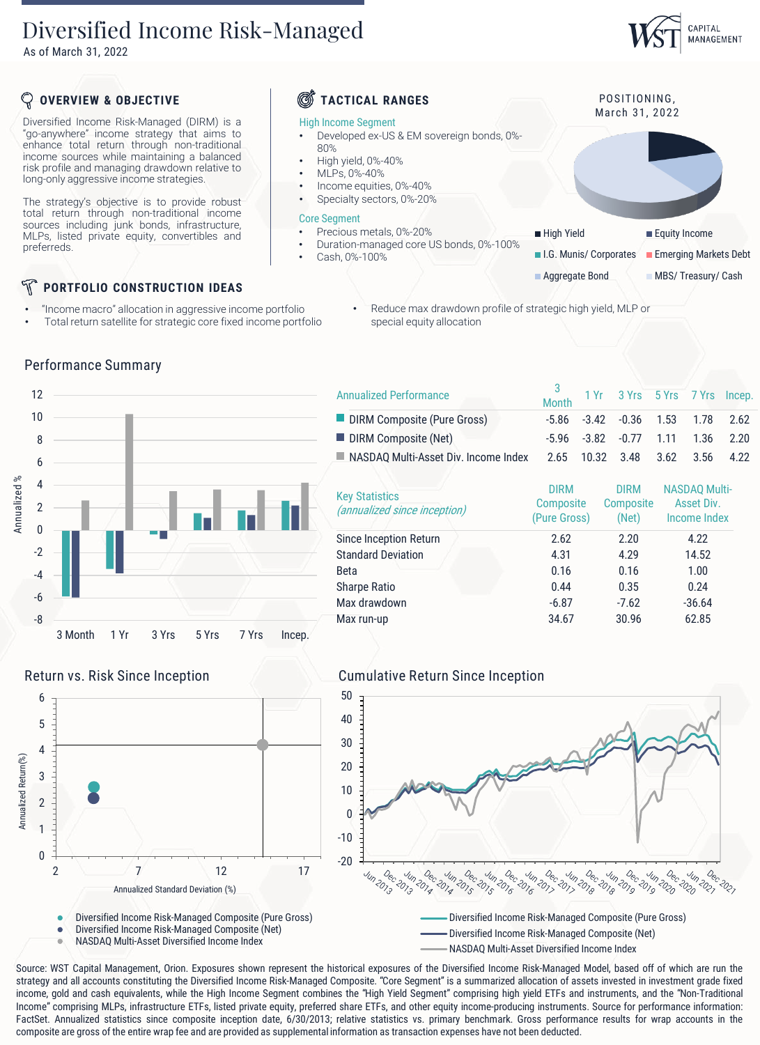# Diversified Income Risk-Managed

As of March 31, 2022

## OVERVIEW & OBJECTIVE

Diversified Income Risk-Managed (DIRM) is a "go-anywhere" income strategy that aims to enhance total return through non-traditional income sources while maintaining a balanced risk profile and managing drawdown relative to long-only aggressive income strategies.

The strategy's objective is to provide robust total return through non-traditional income sources including junk bonds, infrastructure, MLPs, listed private equity, convertibles and preferreds.

## TACTICAL RANGES

**High Income Segment**

- Developed ex-US & EM sovereign bonds, 0%-80%
- High yield, 0%-40%
- MLPs, 0%-40%
- Income equities, 0%-40%
- Specialty sectors, 0%-20%

**Core Segment**

- Precious metals, 0%-20%
- Duration-managed core US bonds, 0%-100%
- Cash, 0%-100%

### POSITIONING, March 31, 2022

- High Yield
- Equity Income
- I.G. Munis/ Corporates
- Emerging Markets Debt
- Aggregate Bond
- MBS/ Treasury/ Cash

## PORTFOLIO CONSTRUCTION IDEAS

- "Income macro" allocation in aggressive income portfolio
- Total return satellite for strategic core fixed income portfolio
- Reduce max drawdown profile of strategic high yield, MLP or special equity allocation

## Performance Summary

| Annualized Performance | 3 Month | 1 Yr | 3 Yrs | 5 Yrs | 7 Yrs | Incep. |
|---|---|---|---|---|---|---|
| DIRM Composite (Pure Gross) | -5.86 | -3.42 | -0.36 | 1.53 | 1.78 | 2.62 |
| DIRM Composite (Net) | -5.96 | -3.82 | -0.77 | 1.11 | 1.36 | 2.20 |
| NASDAQ Multi-Asset Div. Income Index | 2.65 | 10.32 | 3.48 | 3.62 | 3.56 | 4.22 |

| Key Statistics *(annualized since inception)* | DIRM Composite (Pure Gross) | DIRM Composite (Net) | NASDAQ Multi-Asset Div. Income Index |
|---|---|---|---|
| Since Inception Return | 2.62 | 2.20 | 4.22 |
| Standard Deviation | 4.31 | 4.29 | 14.52 |
| Beta | 0.16 | 0.16 | 1.00 |
| Sharpe Ratio | 0.44 | 0.35 | 0.24 |
| Max drawdown | -6.87 | -7.62 | -36.64 |
| Max run-up | 34.67 | 30.96 | 62.85 |

## Return vs. Risk Since Inception

- Diversified Income Risk-Managed Composite (Pure Gross)
- Diversified Income Risk-Managed Composite (Net)
- NASDAQ Multi-Asset Diversified Income Index

## Cumulative Return Since Inception

- Diversified Income Risk-Managed Composite (Pure Gross)
- Diversified Income Risk-Managed Composite (Net)
- NASDAQ Multi-Asset Diversified Income Index

Source: WST Capital Management, Orion. Exposures shown represent the historical exposures of the Diversified Income Risk-Managed Model, based off of which are run the strategy and all accounts constituting the Diversified Income Risk-Managed Composite. "Core Segment" is a summarized allocation of assets invested in investment grade fixed income, gold and cash equivalents, while the High Income Segment combines the "High Yield Segment" comprising high yield ETFs and instruments, and the "Non-Traditional Income" comprising MLPs, infrastructure ETFs, listed private equity, preferred share ETFs, and other equity income-producing instruments. Source for performance information: FactSet. Annualized statistics since composite inception date, 6/30/2013; relative statistics vs. primary benchmark. Gross performance results for wrap accounts in the composite are gross of the entire wrap fee and are provided as supplemental information as transaction expenses have not been deducted.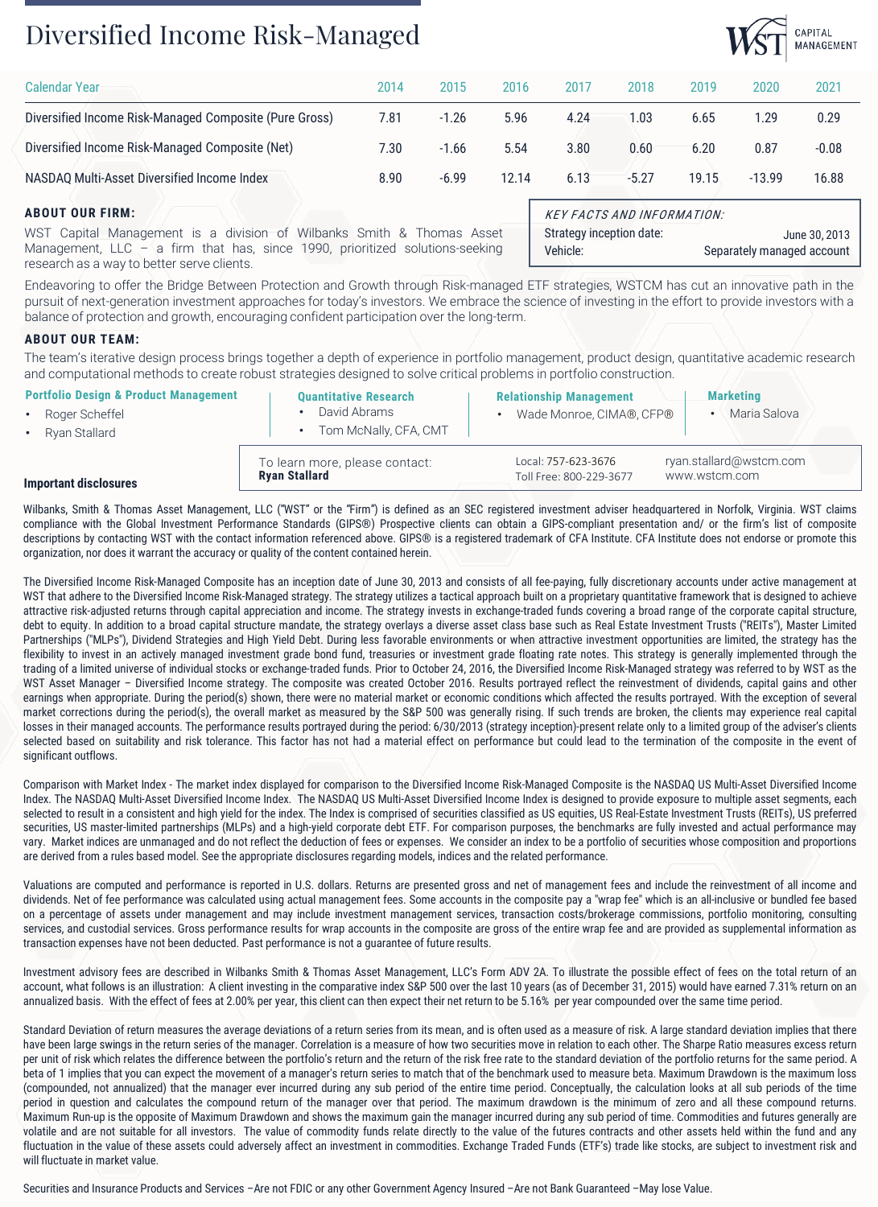# Diversified Income Risk-Managed

WST CAPITAL MANAGEMENT

| Calendar Year | 2014 | 2015 | 2016 | 2017 | 2018 | 2019 | 2020 | 2021 |
|---|---|---|---|---|---|---|---|---|
| Diversified Income Risk-Managed Composite (Pure Gross) | 7.81 | -1.26 | 5.96 | 4.24 | 1.03 | 6.65 | 1.29 | 0.29 |
| Diversified Income Risk-Managed Composite (Net) | 7.30 | -1.66 | 5.54 | 3.80 | 0.60 | 6.20 | 0.87 | -0.08 |
| NASDAQ Multi-Asset Diversified Income Index | 8.90 | -6.99 | 12.14 | 6.13 | -5.27 | 19.15 | -13.99 | 16.88 |

**ABOUT OUR FIRM:**

WST Capital Management is a division of Wilbanks Smith & Thomas Asset Management, LLC – a firm that has, since 1990, prioritized solutions-seeking research as a way to better serve clients.

*KEY FACTS AND INFORMATION:*

Strategy inception date: June 30, 2013
Vehicle: Separately managed account

Endeavoring to offer the Bridge Between Protection and Growth through Risk-managed ETF strategies, WSTCM has cut an innovative path in the pursuit of next-generation investment approaches for today's investors. We embrace the science of investing in the effort to provide investors with a balance of protection and growth, encouraging confident participation over the long-term.

**ABOUT OUR TEAM:**

The team's iterative design process brings together a depth of experience in portfolio management, product design, quantitative academic research and computational methods to create robust strategies designed to solve critical problems in portfolio construction.

**Portfolio Design & Product Management**
- Roger Scheffel
- Ryan Stallard

**Quantitative Research**
- David Abrams
- Tom McNally, CFA, CMT

**Relationship Management**
- Wade Monroe, CIMA®, CFP®

**Marketing**
- Maria Salova

To learn more, please contact:
**Ryan Stallard**
Local: 757-623-3676
Toll Free: 800-229-3677
ryan.stallard@wstcm.com
www.wstcm.com

**Important disclosures**

Wilbanks, Smith & Thomas Asset Management, LLC ("WST" or the "Firm") is defined as an SEC registered investment adviser headquartered in Norfolk, Virginia. WST claims compliance with the Global Investment Performance Standards (GIPS®) Prospective clients can obtain a GIPS-compliant presentation and/ or the firm's list of composite descriptions by contacting WST with the contact information referenced above. GIPS® is a registered trademark of CFA Institute. CFA Institute does not endorse or promote this organization, nor does it warrant the accuracy or quality of the content contained herein.

The Diversified Income Risk-Managed Composite has an inception date of June 30, 2013 and consists of all fee-paying, fully discretionary accounts under active management at WST that adhere to the Diversified Income Risk-Managed strategy. The strategy utilizes a tactical approach built on a proprietary quantitative framework that is designed to achieve attractive risk-adjusted returns through capital appreciation and income. The strategy invests in exchange-traded funds covering a broad range of the corporate capital structure, debt to equity. In addition to a broad capital structure mandate, the strategy overlays a diverse asset class base such as Real Estate Investment Trusts ("REITs"), Master Limited Partnerships ("MLPs"), Dividend Strategies and High Yield Debt. During less favorable environments or when attractive investment opportunities are limited, the strategy has the flexibility to invest in an actively managed investment grade bond fund, treasuries or investment grade floating rate notes. This strategy is generally implemented through the trading of a limited universe of individual stocks or exchange-traded funds. Prior to October 24, 2016, the Diversified Income Risk-Managed strategy was referred to by WST as the WST Asset Manager – Diversified Income strategy. The composite was created October 2016. Results portrayed reflect the reinvestment of dividends, capital gains and other earnings when appropriate. During the period(s) shown, there were no material market or economic conditions which affected the results portrayed. With the exception of several market corrections during the period(s), the overall market as measured by the S&P 500 was generally rising. If such trends are broken, the clients may experience real capital losses in their managed accounts. The performance results portrayed during the period: 6/30/2013 (strategy inception)-present relate only to a limited group of the adviser's clients selected based on suitability and risk tolerance. This factor has not had a material effect on performance but could lead to the termination of the composite in the event of significant outflows.

Comparison with Market Index - The market index displayed for comparison to the Diversified Income Risk-Managed Composite is the NASDAQ US Multi-Asset Diversified Income Index. The NASDAQ Multi-Asset Diversified Income Index. The NASDAQ US Multi-Asset Diversified Income Index is designed to provide exposure to multiple asset segments, each selected to result in a consistent and high yield for the index. The Index is comprised of securities classified as US equities, US Real-Estate Investment Trusts (REITs), US preferred securities, US master-limited partnerships (MLPs) and a high-yield corporate debt ETF. For comparison purposes, the benchmarks are fully invested and actual performance may vary. Market indices are unmanaged and do not reflect the deduction of fees or expenses. We consider an index to be a portfolio of securities whose composition and proportions are derived from a rules based model. See the appropriate disclosures regarding models, indices and the related performance.

Valuations are computed and performance is reported in U.S. dollars. Returns are presented gross and net of management fees and include the reinvestment of all income and dividends. Net of fee performance was calculated using actual management fees. Some accounts in the composite pay a "wrap fee" which is an all-inclusive or bundled fee based on a percentage of assets under management and may include investment management services, transaction costs/brokerage commissions, portfolio monitoring, consulting services, and custodial services. Gross performance results for wrap accounts in the composite are gross of the entire wrap fee and are provided as supplemental information as transaction expenses have not been deducted. Past performance is not a guarantee of future results.

Investment advisory fees are described in Wilbanks Smith & Thomas Asset Management, LLC's Form ADV 2A. To illustrate the possible effect of fees on the total return of an account, what follows is an illustration: A client investing in the comparative index S&P 500 over the last 10 years (as of December 31, 2015) would have earned 7.31% return on an annualized basis. With the effect of fees at 2.00% per year, this client can then expect their net return to be 5.16% per year compounded over the same time period.

Standard Deviation of return measures the average deviations of a return series from its mean, and is often used as a measure of risk. A large standard deviation implies that there have been large swings in the return series of the manager. Correlation is a measure of how two securities move in relation to each other. The Sharpe Ratio measures excess return per unit of risk which relates the difference between the portfolio's return and the return of the risk free rate to the standard deviation of the portfolio returns for the same period. A beta of 1 implies that you can expect the movement of a manager's return series to match that of the benchmark used to measure beta. Maximum Drawdown is the maximum loss (compounded, not annualized) that the manager ever incurred during any sub period of the entire time period. Conceptually, the calculation looks at all sub periods of the time period in question and calculates the compound return of the manager over that period. The maximum drawdown is the minimum of zero and all these compound returns. Maximum Run-up is the opposite of Maximum Drawdown and shows the maximum gain the manager incurred during any sub period of time. Commodities and futures generally are volatile and are not suitable for all investors. The value of commodity funds relate directly to the value of the futures contracts and other assets held within the fund and any fluctuation in the value of these assets could adversely affect an investment in commodities. Exchange Traded Funds (ETF's) trade like stocks, are subject to investment risk and will fluctuate in market value.

Securities and Insurance Products and Services –Are not FDIC or any other Government Agency Insured –Are not Bank Guaranteed –May lose Value.